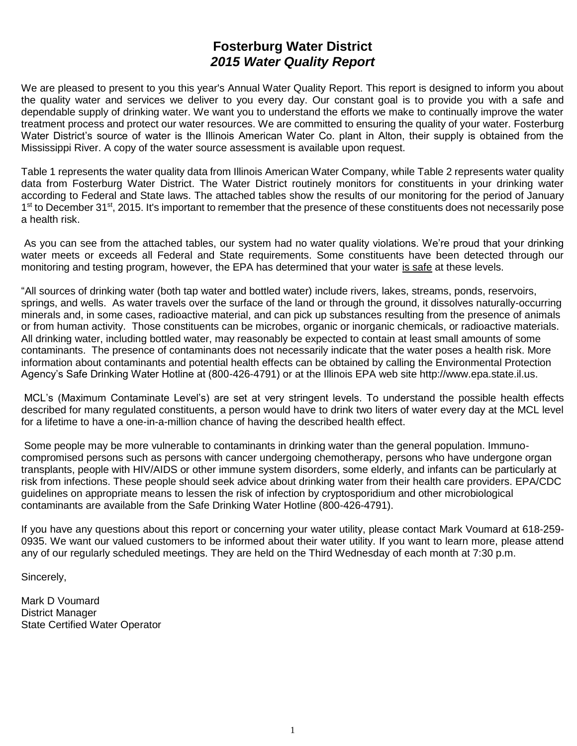# Fosterburg Water District

## *2015 Water Quality Report*

We are pleased to present to you this year's Annual Water Quality Report. This report is designed to inform you about the quality water and services we deliver to you every day. Our constant goal is to provide you with a safe and dependable supply of drinking water. We want you to understand the efforts we make to continually improve the water treatment process and protect our water resources. We are committed to ensuring the quality of your water. Fosterburg Water District's source of water is the Illinois American Water Co. plant in Alton, their supply is obtained from the Mississippi River. A copy of the water source assessment is available upon request.

Table 1 represents the water quality data from Illinois American Water Company, while Table 2 represents water quality data from Fosterburg Water District. The Water District routinely monitors for constituents in your drinking water according to Federal and State laws. The attached tables show the results of our monitoring for the period of January 1st to December 31st, 2015. It's important to remember that the presence of these constituents does not necessarily pose a health risk.

As you can see from the attached tables, our system had no water quality violations. We're proud that your drinking water meets or exceeds all Federal and State requirements. Some constituents have been detected through our monitoring and testing program, however, the EPA has determined that your water is safe at these levels.

"All sources of drinking water (both tap water and bottled water) include rivers, lakes, streams, ponds, reservoirs, springs, and wells. As water travels over the surface of the land or through the ground, it dissolves naturally-occurring minerals and, in some cases, radioactive material, and can pick up substances resulting from the presence of animals or from human activity. Those constituents can be microbes, organic or inorganic chemicals, or radioactive materials. All drinking water, including bottled water, may reasonably be expected to contain at least small amounts of some contaminants. The presence of contaminants does not necessarily indicate that the water poses a health risk. More information about contaminants and potential health effects can be obtained by calling the Environmental Protection Agency's Safe Drinking Water Hotline at (800-426-4791) or at the Illinois EPA web site http://www.epa.state.il.us.

MCL's (Maximum Contaminate Level's) are set at very stringent levels. To understand the possible health effects described for many regulated constituents, a person would have to drink two liters of water every day at the MCL level for a lifetime to have a one-in-a-million chance of having the described health effect.

Some people may be more vulnerable to contaminants in drinking water than the general population. Immuno-compromised persons such as persons with cancer undergoing chemotherapy, persons who have undergone organ transplants, people with HIV/AIDS or other immune system disorders, some elderly, and infants can be particularly at risk from infections. These people should seek advice about drinking water from their health care providers. EPA/CDC guidelines on appropriate means to lessen the risk of infection by cryptosporidium and other microbiological contaminants are available from the Safe Drinking Water Hotline (800-426-4791).

If you have any questions about this report or concerning your water utility, please contact Mark Voumard at 618-259-0935. We want our valued customers to be informed about their water utility. If you want to learn more, please attend any of our regularly scheduled meetings. They are held on the Third Wednesday of each month at 7:30 p.m.

Sincerely,

Mark D Voumard
District Manager
State Certified Water Operator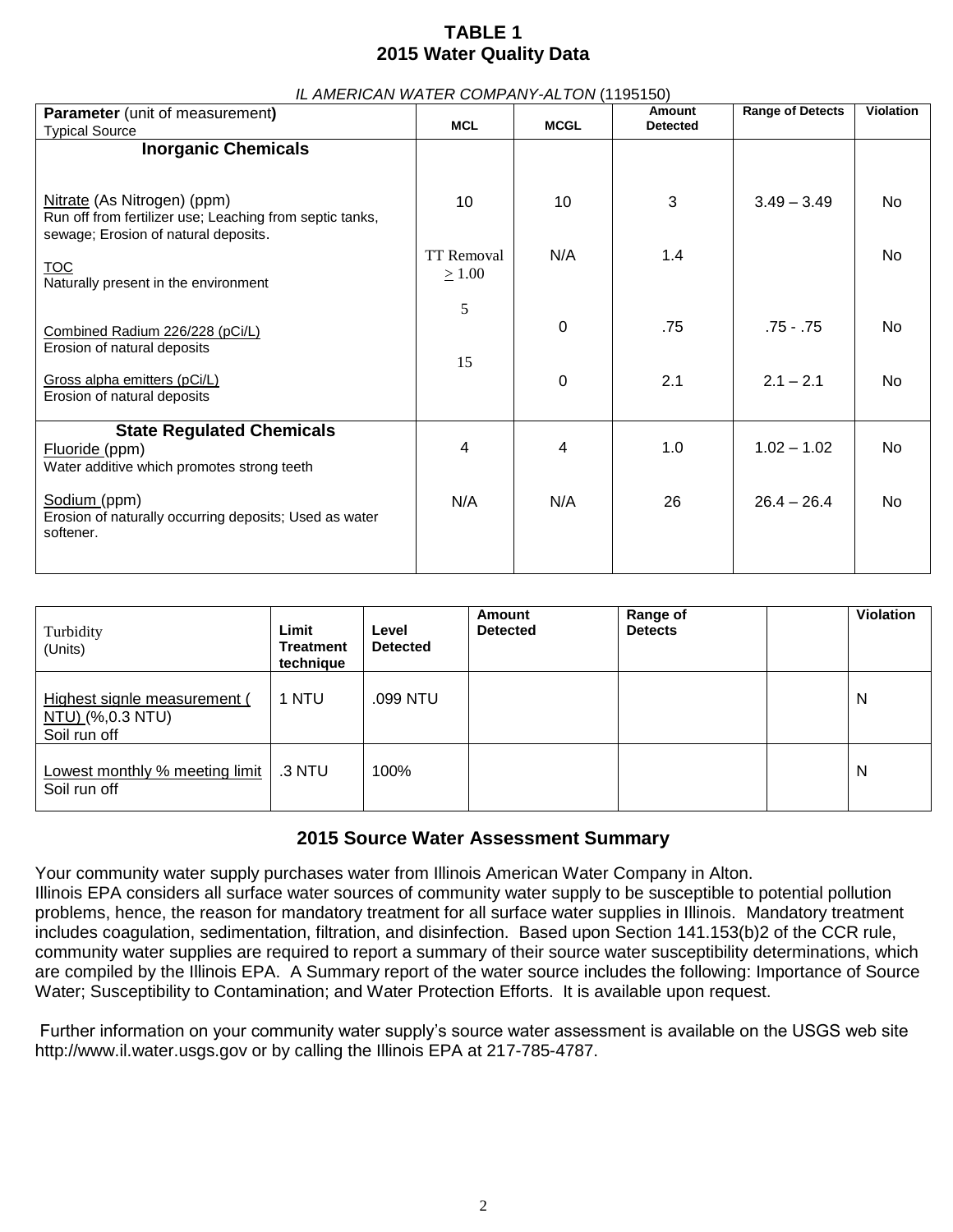# TABLE 1
## 2015 Water Quality Data

*IL AMERICAN WATER COMPANY-ALTON* (1195150)

| **Parameter** (unit of measurement) Typical Source | MCL | MCGL | Amount Detected | Range of Detects | Violation |
|---|---|---|---|---|---|
| **Inorganic Chemicals** | | | | | |
| Nitrate (As Nitrogen) (ppm) Run off from fertilizer use; Leaching from septic tanks, sewage; Erosion of natural deposits. | 10 | 10 | 3 | 3.49 – 3.49 | No |
| TOC Naturally present in the environment | TT Removal $\geq$ 1.00 | N/A | 1.4 | | No |
| Combined Radium 226/228 (pCi/L) Erosion of natural deposits | 5 | 0 | .75 | .75 - .75 | No |
| Gross alpha emitters (pCi/L) Erosion of natural deposits | 15 | 0 | 2.1 | 2.1 – 2.1 | No |
| **State Regulated Chemicals** | | | | | |
| Fluoride (ppm) Water additive which promotes strong teeth | 4 | 4 | 1.0 | 1.02 – 1.02 | No |
| Sodium (ppm) Erosion of naturally occurring deposits; Used as water softener. | N/A | N/A | 26 | 26.4 – 26.4 | No |

| Turbidity (Units) | Limit Treatment technique | Level Detected | Amount Detected | Range of Detects | | Violation |
|---|---|---|---|---|---|---|
| Highest signle measurement ( NTU) (%,0.3 NTU) Soil run off | 1 NTU | .099 NTU | | | | N |
| Lowest monthly % meeting limit Soil run off | .3 NTU | 100% | | | | N |

## 2015 Source Water Assessment Summary

Your community water supply purchases water from Illinois American Water Company in Alton.
Illinois EPA considers all surface water sources of community water supply to be susceptible to potential pollution problems, hence, the reason for mandatory treatment for all surface water supplies in Illinois. Mandatory treatment includes coagulation, sedimentation, filtration, and disinfection. Based upon Section 141.153(b)2 of the CCR rule, community water supplies are required to report a summary of their source water susceptibility determinations, which are compiled by the Illinois EPA. A Summary report of the water source includes the following: Importance of Source Water; Susceptibility to Contamination; and Water Protection Efforts. It is available upon request.

Further information on your community water supply's source water assessment is available on the USGS web site http://www.il.water.usgs.gov or by calling the Illinois EPA at 217-785-4787.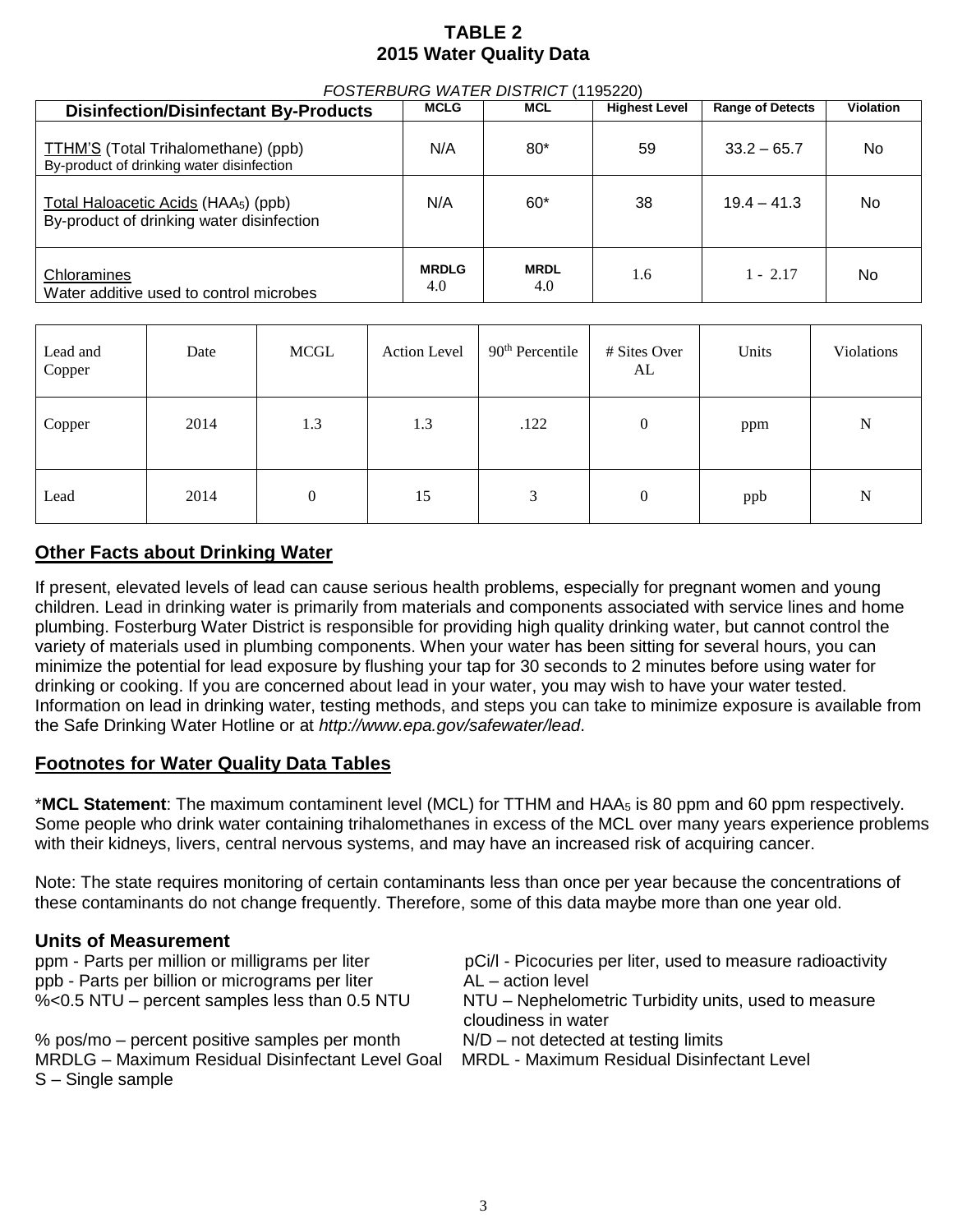# TABLE 2
## 2015 Water Quality Data

*FOSTERBURG WATER DISTRICT* (1195220)

| Disinfection/Disinfectant By-Products | MCLG | MCL | Highest Level | Range of Detects | Violation |
|---|---|---|---|---|---|
| TTHM'S (Total Trihalomethane) (ppb) By-product of drinking water disinfection | N/A | 80* | 59 | 33.2 – 65.7 | No |
| Total Haloacetic Acids ($HAA_5$) (ppb) By-product of drinking water disinfection | N/A | 60* | 38 | 19.4 – 41.3 | No |
| Chloramines Water additive used to control microbes | **MRDLG** 4.0 | **MRDL** 4.0 | 1.6 | 1 - 2.17 | No |

| Lead and Copper | Date | MCGL | Action Level | 90th Percentile | # Sites Over AL | Units | Violations |
|---|---|---|---|---|---|---|---|
| Copper | 2014 | 1.3 | 1.3 | .122 | 0 | ppm | N |
| Lead | 2014 | 0 | 15 | 3 | 0 | ppb | N |

## Other Facts about Drinking Water

If present, elevated levels of lead can cause serious health problems, especially for pregnant women and young children. Lead in drinking water is primarily from materials and components associated with service lines and home plumbing. Fosterburg Water District is responsible for providing high quality drinking water, but cannot control the variety of materials used in plumbing components. When your water has been sitting for several hours, you can minimize the potential for lead exposure by flushing your tap for 30 seconds to 2 minutes before using water for drinking or cooking. If you are concerned about lead in your water, you may wish to have your water tested. Information on lead in drinking water, testing methods, and steps you can take to minimize exposure is available from the Safe Drinking Water Hotline or at *http://www.epa.gov/safewater/lead*.

## Footnotes for Water Quality Data Tables

\***MCL Statement**: The maximum contaminent level (MCL) for TTHM and $HAA_5$ is 80 ppm and 60 ppm respectively. Some people who drink water containing trihalomethanes in excess of the MCL over many years experience problems with their kidneys, livers, central nervous systems, and may have an increased risk of acquiring cancer.

Note: The state requires monitoring of certain contaminants less than once per year because the concentrations of these contaminants do not change frequently. Therefore, some of this data maybe more than one year old.

### Units of Measurement

ppm - Parts per million or milligrams per liter
ppb - Parts per billion or micrograms per liter
%<0.5 NTU – percent samples less than 0.5 NTU
% pos/mo – percent positive samples per month
MRDLG – Maximum Residual Disinfectant Level Goal
S – Single sample
pCi/l - Picocuries per liter, used to measure radioactivity
AL – action level
NTU – Nephelometric Turbidity units, used to measure cloudiness in water
N/D – not detected at testing limits
MRDL - Maximum Residual Disinfectant Level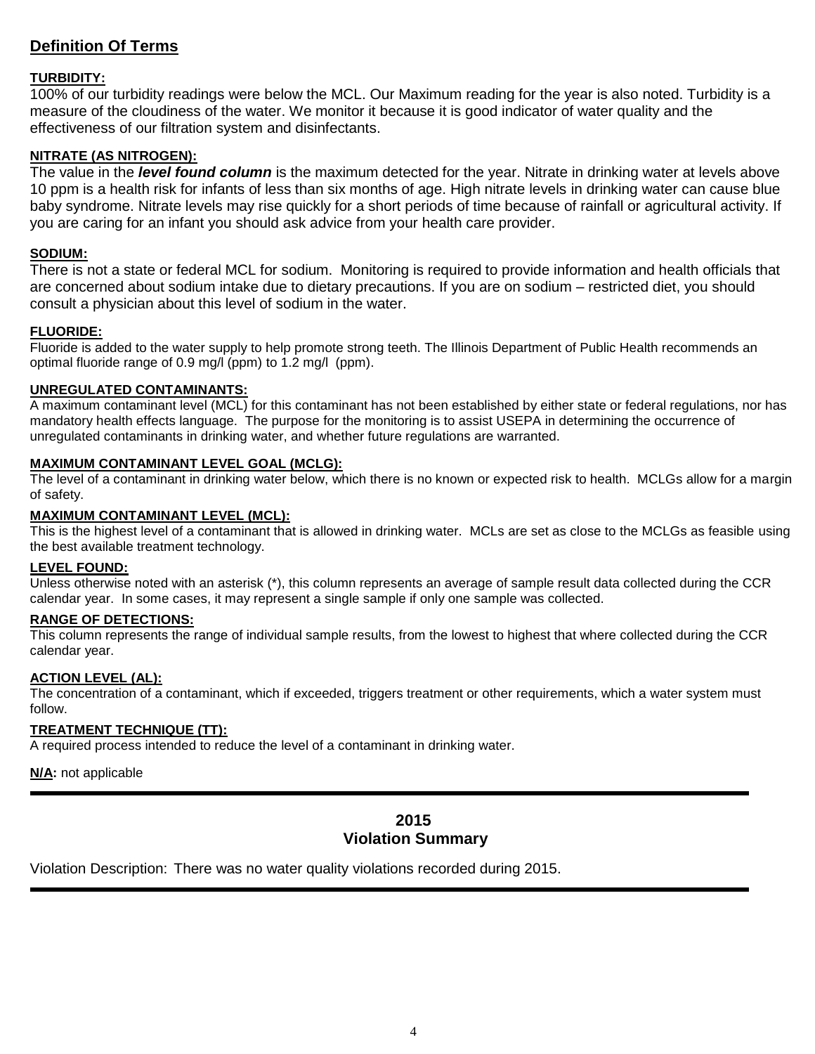## Definition Of Terms

**TURBIDITY:**

100% of our turbidity readings were below the MCL. Our Maximum reading for the year is also noted. Turbidity is a measure of the cloudiness of the water. We monitor it because it is good indicator of water quality and the effectiveness of our filtration system and disinfectants.

**NITRATE (AS NITROGEN):**

The value in the ***level found column*** is the maximum detected for the year. Nitrate in drinking water at levels above 10 ppm is a health risk for infants of less than six months of age. High nitrate levels in drinking water can cause blue baby syndrome. Nitrate levels may rise quickly for a short periods of time because of rainfall or agricultural activity. If you are caring for an infant you should ask advice from your health care provider.

**SODIUM:**

There is not a state or federal MCL for sodium. Monitoring is required to provide information and health officials that are concerned about sodium intake due to dietary precautions. If you are on sodium – restricted diet, you should consult a physician about this level of sodium in the water.

**FLUORIDE:**

Fluoride is added to the water supply to help promote strong teeth. The Illinois Department of Public Health recommends an optimal fluoride range of 0.9 mg/l (ppm) to 1.2 mg/l (ppm).

**UNREGULATED CONTAMINANTS:**

A maximum contaminant level (MCL) for this contaminant has not been established by either state or federal regulations, nor has mandatory health effects language. The purpose for the monitoring is to assist USEPA in determining the occurrence of unregulated contaminants in drinking water, and whether future regulations are warranted.

**MAXIMUM CONTAMINANT LEVEL GOAL (MCLG):**

The level of a contaminant in drinking water below, which there is no known or expected risk to health. MCLGs allow for a margin of safety.

**MAXIMUM CONTAMINANT LEVEL (MCL):**

This is the highest level of a contaminant that is allowed in drinking water. MCLs are set as close to the MCLGs as feasible using the best available treatment technology.

**LEVEL FOUND:**

Unless otherwise noted with an asterisk (*), this column represents an average of sample result data collected during the CCR calendar year. In some cases, it may represent a single sample if only one sample was collected.

**RANGE OF DETECTIONS:**

This column represents the range of individual sample results, from the lowest to highest that where collected during the CCR calendar year.

**ACTION LEVEL (AL):**

The concentration of a contaminant, which if exceeded, triggers treatment or other requirements, which a water system must follow.

**TREATMENT TECHNIQUE (TT):**

A required process intended to reduce the level of a contaminant in drinking water.

**N/A:** not applicable

---

### 2015
### Violation Summary

Violation Description: There was no water quality violations recorded during 2015.